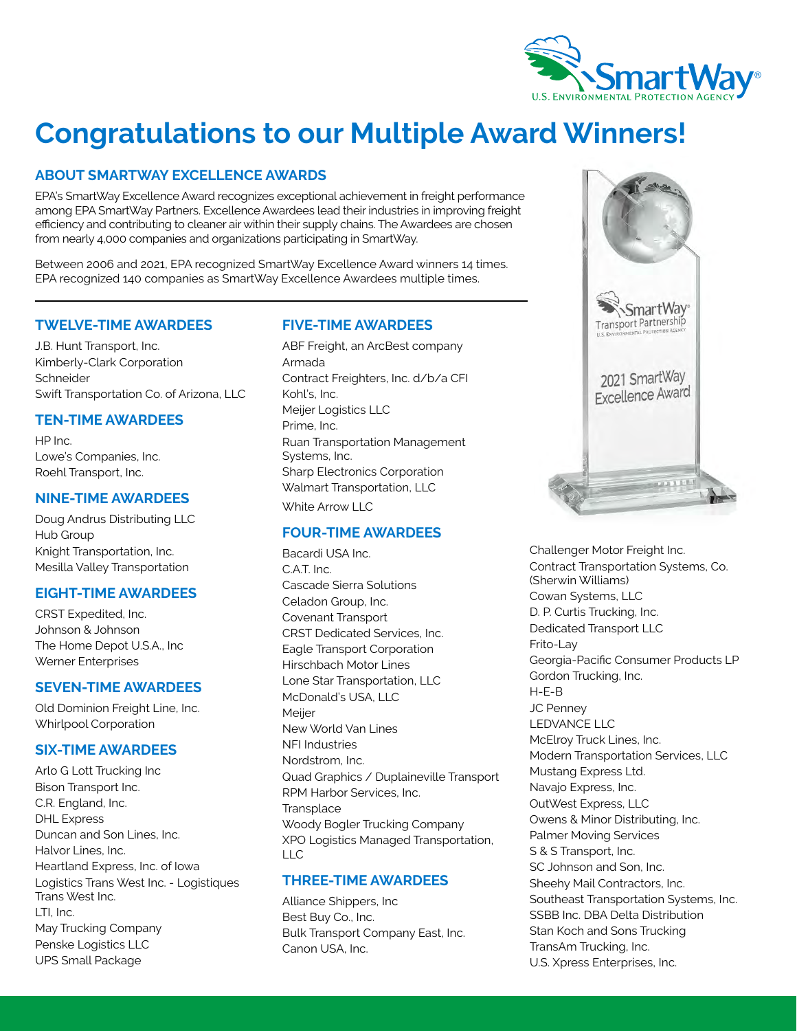# Congratulations to our Multiple Award Winners!

## ABOUT SMARTWAY EXCELLENCE AWARDS

EPA's SmartWay Excellence Award recognizes exceptional achievement in freight performance among EPA SmartWay Partners. Excellence Awardees lead their industries in improving freight efficiency and contributing to cleaner air within their supply chains. The Awardees are chosen from nearly 4,000 companies and organizations participating in SmartWay.

Between 2006 and 2021, EPA recognized SmartWay Excellence Award winners 14 times. EPA recognized 140 companies as SmartWay Excellence Awardees multiple times.

## TWELVE-TIME AWARDEES

J.B. Hunt Transport, Inc.
Kimberly-Clark Corporation
Schneider
Swift Transportation Co. of Arizona, LLC

## TEN-TIME AWARDEES

HP Inc.
Lowe's Companies, Inc.
Roehl Transport, Inc.

## NINE-TIME AWARDEES

Doug Andrus Distributing LLC
Hub Group
Knight Transportation, Inc.
Mesilla Valley Transportation

## EIGHT-TIME AWARDEES

CRST Expedited, Inc.
Johnson & Johnson
The Home Depot U.S.A., Inc
Werner Enterprises

## SEVEN-TIME AWARDEES

Old Dominion Freight Line, Inc.
Whirlpool Corporation

## SIX-TIME AWARDEES

Arlo G Lott Trucking Inc
Bison Transport Inc.
C.R. England, Inc.
DHL Express
Duncan and Son Lines, Inc.
Halvor Lines, Inc.
Heartland Express, Inc. of Iowa
Logistics Trans West Inc. - Logistiques Trans West Inc.
LTI, Inc.
May Trucking Company
Penske Logistics LLC
UPS Small Package

## FIVE-TIME AWARDEES

ABF Freight, an ArcBest company
Armada
Contract Freighters, Inc. d/b/a CFI
Kohl's, Inc.
Meijer Logistics LLC
Prime, Inc.
Ruan Transportation Management Systems, Inc.
Sharp Electronics Corporation
Walmart Transportation, LLC
White Arrow LLC

## FOUR-TIME AWARDEES

Bacardi USA Inc.
C.A.T. Inc.
Cascade Sierra Solutions
Celadon Group, Inc.
Covenant Transport
CRST Dedicated Services, Inc.
Eagle Transport Corporation
Hirschbach Motor Lines
Lone Star Transportation, LLC
McDonald's USA, LLC
Meijer
New World Van Lines
NFI Industries
Nordstrom, Inc.
Quad Graphics / Duplaineville Transport
RPM Harbor Services, Inc.
Transplace
Woody Bogler Trucking Company
XPO Logistics Managed Transportation, LLC

## THREE-TIME AWARDEES

Alliance Shippers, Inc
Best Buy Co., Inc.
Bulk Transport Company East, Inc.
Canon USA, Inc.
Challenger Motor Freight Inc.
Contract Transportation Systems, Co. (Sherwin Williams)
Cowan Systems, LLC
D. P. Curtis Trucking, Inc.
Dedicated Transport LLC
Frito-Lay
Georgia-Pacific Consumer Products LP
Gordon Trucking, Inc.
H-E-B
JC Penney
LEDVANCE LLC
McElroy Truck Lines, Inc.
Modern Transportation Services, LLC
Mustang Express Ltd.
Navajo Express, Inc.
OutWest Express, LLC
Owens & Minor Distributing, Inc.
Palmer Moving Services
S & S Transport, Inc.
SC Johnson and Son, Inc.
Sheehy Mail Contractors, Inc.
Southeast Transportation Systems, Inc.
SSBB Inc. DBA Delta Distribution
Stan Koch and Sons Trucking
TransAm Trucking, Inc.
U.S. Xpress Enterprises, Inc.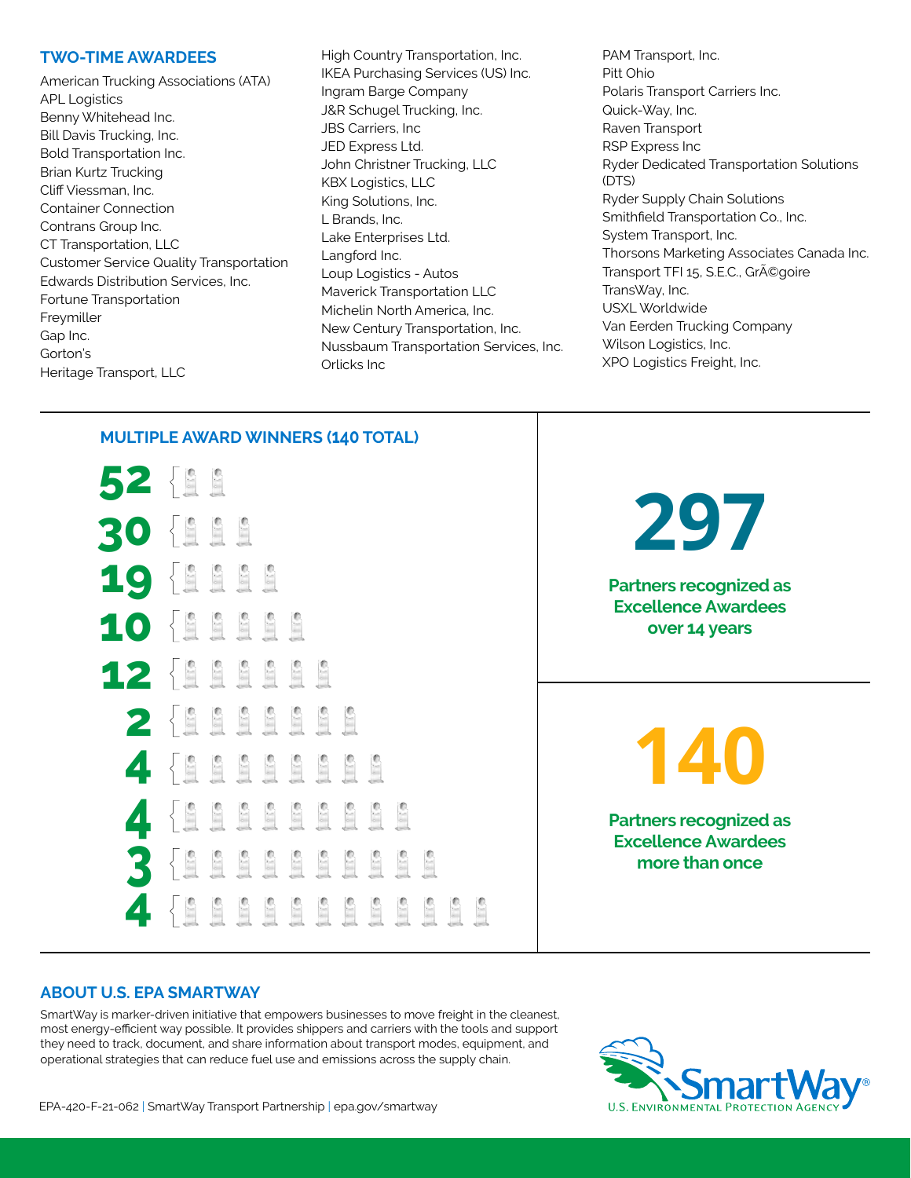## TWO-TIME AWARDEES

American Trucking Associations (ATA)
APL Logistics
Benny Whitehead Inc.
Bill Davis Trucking, Inc.
Bold Transportation Inc.
Brian Kurtz Trucking
Cliff Viessman, Inc.
Container Connection
Contrans Group Inc.
CT Transportation, LLC
Customer Service Quality Transportation
Edwards Distribution Services, Inc.
Fortune Transportation
Freymiller
Gap Inc.
Gorton's
Heritage Transport, LLC
High Country Transportation, Inc.
IKEA Purchasing Services (US) Inc.
Ingram Barge Company
J&R Schugel Trucking, Inc.
JBS Carriers, Inc
JED Express Ltd.
John Christner Trucking, LLC
KBX Logistics, LLC
King Solutions, Inc.
L Brands, Inc.
Lake Enterprises Ltd.
Langford Inc.
Loup Logistics - Autos
Maverick Transportation LLC
Michelin North America, Inc.
New Century Transportation, Inc.
Nussbaum Transportation Services, Inc.
Orlicks Inc
PAM Transport, Inc.
Pitt Ohio
Polaris Transport Carriers Inc.
Quick-Way, Inc.
Raven Transport
RSP Express Inc
Ryder Dedicated Transportation Solutions (DTS)
Ryder Supply Chain Solutions
Smithfield Transportation Co., Inc.
System Transport, Inc.
Thorsons Marketing Associates Canada Inc.
Transport TFI 15, S.E.C., GrÃ©goire
TransWay, Inc.
USXL Worldwide
Van Eerden Trucking Company
Wilson Logistics, Inc.
XPO Logistics Freight, Inc.

## MULTIPLE AWARD WINNERS (140 TOTAL)

52
30
19
10
12
2
4
4
3
4

**297**

**Partners recognized as Excellence Awardees over 14 years**

**140**

**Partners recognized as Excellence Awardees more than once**

## ABOUT U.S. EPA SMARTWAY

SmartWay is marker-driven initiative that empowers businesses to move freight in the cleanest, most energy-efficient way possible. It provides shippers and carriers with the tools and support they need to track, document, and share information about transport modes, equipment, and operational strategies that can reduce fuel use and emissions across the supply chain.

EPA-420-F-21-062 | SmartWay Transport Partnership | epa.gov/smartway

SmartWay® U.S. Environmental Protection Agency